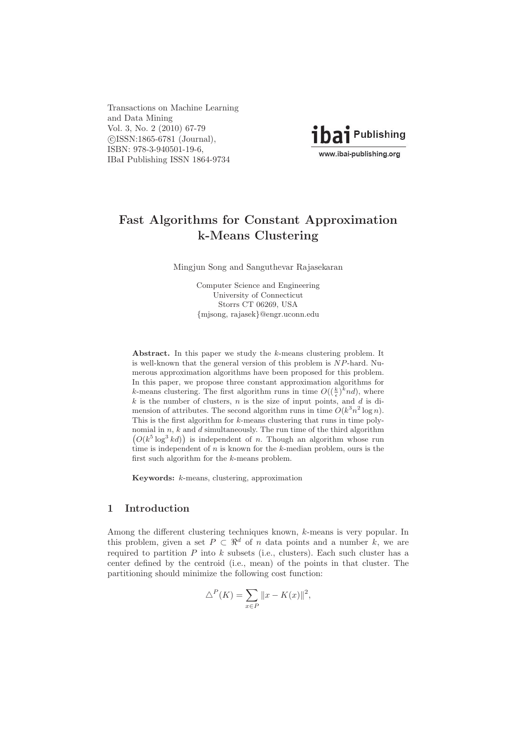Transactions on Machine Learning
and Data Mining
Vol. 3, No. 2 (2010) 67-79
©ISSN:1865-6781 (Journal),
ISBN: 978-3-940501-19-6,
IBaI Publishing ISSN 1864-9734

ibai Publishing
www.ibai-publishing.org

# Fast Algorithms for Constant Approximation k-Means Clustering

Mingjun Song and Sanguthevar Rajasekaran

Computer Science and Engineering
University of Connecticut
Storrs CT 06269, USA
{mjsong, rajasek}@engr.uconn.edu

**Abstract.** In this paper we study the $k$-means clustering problem. It is well-known that the general version of this problem is $NP$-hard. Numerous approximation algorithms have been proposed for this problem. In this paper, we propose three constant approximation algorithms for $k$-means clustering. The first algorithm runs in time $O((\frac{k}{\epsilon})^k nd)$, where $k$ is the number of clusters, $n$ is the size of input points, and $d$ is dimension of attributes. The second algorithm runs in time $O(k^3 n^2 \log n)$. This is the first algorithm for $k$-means clustering that runs in time polynomial in $n$, $k$ and $d$ simultaneously. The run time of the third algorithm $\left(O(k^5 \log^3 kd)\right)$ is independent of $n$. Though an algorithm whose run time is independent of $n$ is known for the $k$-median problem, ours is the first such algorithm for the $k$-means problem.

**Keywords:** $k$-means, clustering, approximation

## 1 Introduction

Among the different clustering techniques known, $k$-means is very popular. In this problem, given a set $P \subset \Re^d$ of $n$ data points and a number $k$, we are required to partition $P$ into $k$ subsets (i.e., clusters). Each such cluster has a center defined by the centroid (i.e., mean) of the points in that cluster. The partitioning should minimize the following cost function:

$$\triangle^P(K) = \sum_{x \in P} \|x - K(x)\|^2,$$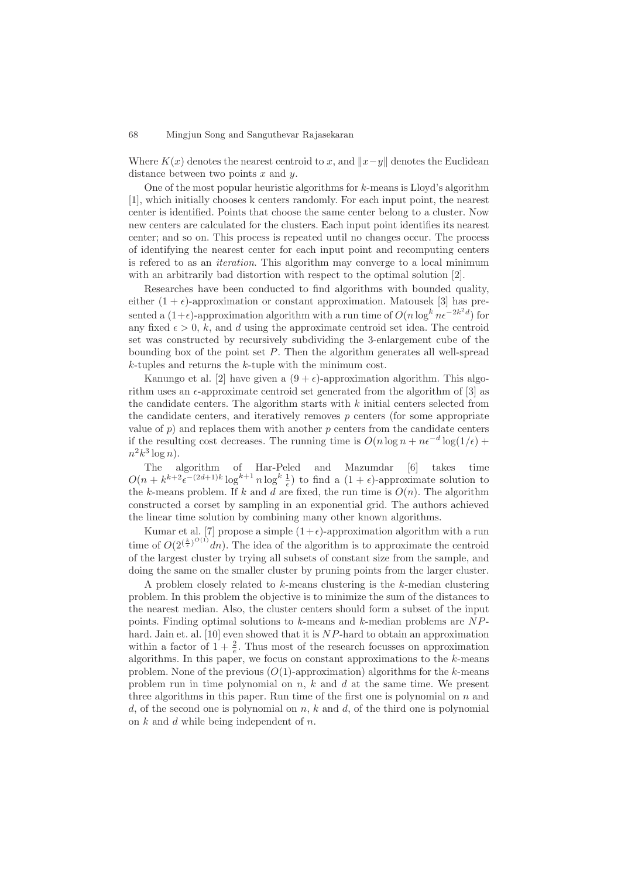Where $K(x)$ denotes the nearest centroid to $x$, and $\|x-y\|$ denotes the Euclidean distance between two points $x$ and $y$.

One of the most popular heuristic algorithms for $k$-means is Lloyd's algorithm [1], which initially chooses k centers randomly. For each input point, the nearest center is identified. Points that choose the same center belong to a cluster. Now new centers are calculated for the clusters. Each input point identifies its nearest center; and so on. This process is repeated until no changes occur. The process of identifying the nearest center for each input point and recomputing centers is refered to as an *iteration*. This algorithm may converge to a local minimum with an arbitrarily bad distortion with respect to the optimal solution [2].

Researches have been conducted to find algorithms with bounded quality, either $(1+\epsilon)$-approximation or constant approximation. Matousek [3] has presented a $(1+\epsilon)$-approximation algorithm with a run time of $O(n \log^k n \epsilon^{-2k^2 d})$ for any fixed $\epsilon > 0$, $k$, and $d$ using the approximate centroid set idea. The centroid set was constructed by recursively subdividing the 3-enlargement cube of the bounding box of the point set $P$. Then the algorithm generates all well-spread $k$-tuples and returns the $k$-tuple with the minimum cost.

Kanungo et al. [2] have given a $(9+\epsilon)$-approximation algorithm. This algorithm uses an $\epsilon$-approximate centroid set generated from the algorithm of [3] as the candidate centers. The algorithm starts with $k$ initial centers selected from the candidate centers, and iteratively removes $p$ centers (for some appropriate value of $p$) and replaces them with another $p$ centers from the candidate centers if the resulting cost decreases. The running time is $O(n \log n + n\epsilon^{-d} \log(1/\epsilon) + n^2 k^3 \log n)$.

The algorithm of Har-Peled and Mazumdar [6] takes time $O(n + k^{k+2}\epsilon^{-(2d+1)k} \log^{k+1} n \log^k \frac{1}{\epsilon})$ to find a $(1+\epsilon)$-approximate solution to the $k$-means problem. If $k$ and $d$ are fixed, the run time is $O(n)$. The algorithm constructed a corset by sampling in an exponential grid. The authors achieved the linear time solution by combining many other known algorithms.

Kumar et al. [7] propose a simple $(1+\epsilon)$-approximation algorithm with a run time of $O(2^{(\frac{k}{\epsilon})^{O(1)}} dn)$. The idea of the algorithm is to approximate the centroid of the largest cluster by trying all subsets of constant size from the sample, and doing the same on the smaller cluster by pruning points from the larger cluster.

A problem closely related to $k$-means clustering is the $k$-median clustering problem. In this problem the objective is to minimize the sum of the distances to the nearest median. Also, the cluster centers should form a subset of the input points. Finding optimal solutions to $k$-means and $k$-median problems are $NP$-hard. Jain et. al. [10] even showed that it is $NP$-hard to obtain an approximation within a factor of $1 + \frac{2}{e}$. Thus most of the research focusses on approximation algorithms. In this paper, we focus on constant approximations to the $k$-means problem. None of the previous ($O(1)$-approximation) algorithms for the $k$-means problem run in time polynomial on $n$, $k$ and $d$ at the same time. We present three algorithms in this paper. Run time of the first one is polynomial on $n$ and $d$, of the second one is polynomial on $n$, $k$ and $d$, of the third one is polynomial on $k$ and $d$ while being independent of $n$.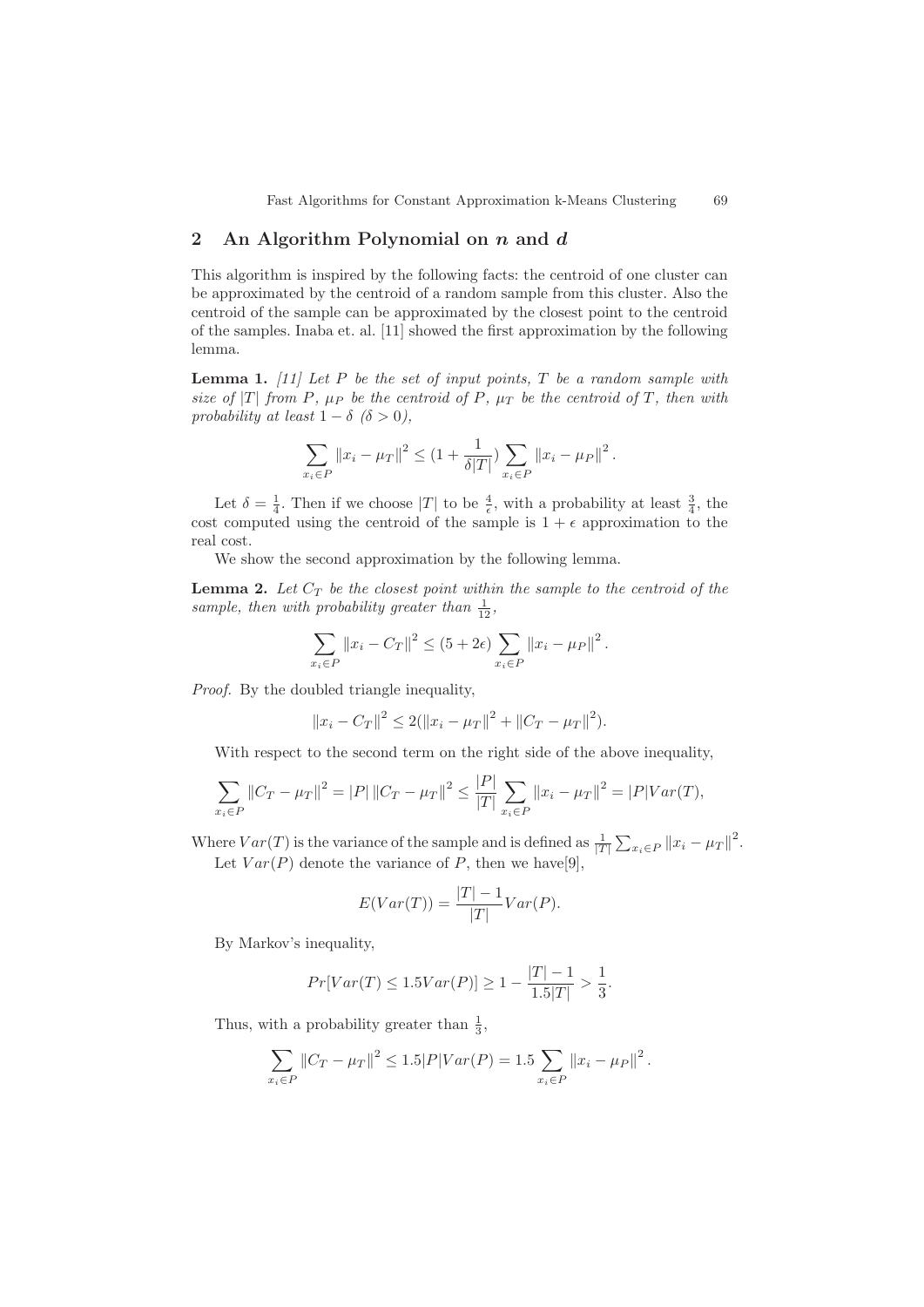## 2 An Algorithm Polynomial on $n$ and $d$

This algorithm is inspired by the following facts: the centroid of one cluster can be approximated by the centroid of a random sample from this cluster. Also the centroid of the sample can be approximated by the closest point to the centroid of the samples. Inaba et. al. [11] showed the first approximation by the following lemma.

**Lemma 1.** *[11] Let $P$ be the set of input points, $T$ be a random sample with size of $|T|$ from $P$, $\mu_P$ be the centroid of $P$, $\mu_T$ be the centroid of $T$, then with probability at least $1 - \delta$ ($\delta > 0$),*

$$\sum_{x_i \in P} \|x_i - \mu_T\|^2 \leq (1 + \frac{1}{\delta |T|}) \sum_{x_i \in P} \|x_i - \mu_P\|^2 .$$

Let $\delta = \frac{1}{4}$. Then if we choose $|T|$ to be $\frac{4}{\epsilon}$, with a probability at least $\frac{3}{4}$, the cost computed using the centroid of the sample is $1 + \epsilon$ approximation to the real cost.

We show the second approximation by the following lemma.

**Lemma 2.** *Let $C_T$ be the closest point within the sample to the centroid of the sample, then with probability greater than $\frac{1}{12}$,*

$$\sum_{x_i \in P} \|x_i - C_T\|^2 \leq (5 + 2\epsilon) \sum_{x_i \in P} \|x_i - \mu_P\|^2 .$$

*Proof.* By the doubled triangle inequality,

$$\|x_i - C_T\|^2 \leq 2(\|x_i - \mu_T\|^2 + \|C_T - \mu_T\|^2).$$

With respect to the second term on the right side of the above inequality,

$$\sum_{x_i \in P} \|C_T - \mu_T\|^2 = |P| \|C_T - \mu_T\|^2 \leq \frac{|P|}{|T|} \sum_{x_i \in P} \|x_i - \mu_T\|^2 = |P| Var(T),$$

Where $Var(T)$ is the variance of the sample and is defined as $\frac{1}{|T|} \sum_{x_i \in P} \|x_i - \mu_T\|^2$.

Let $Var(P)$ denote the variance of $P$, then we have[9],

$$E(Var(T)) = \frac{|T| - 1}{|T|} Var(P).$$

By Markov's inequality,

$$Pr[Var(T) \leq 1.5 Var(P)] \geq 1 - \frac{|T| - 1}{1.5|T|} > \frac{1}{3}.$$

Thus, with a probability greater than $\frac{1}{3}$,

$$\sum_{x_i \in P} \|C_T - \mu_T\|^2 \leq 1.5 |P| Var(P) = 1.5 \sum_{x_i \in P} \|x_i - \mu_P\|^2 .$$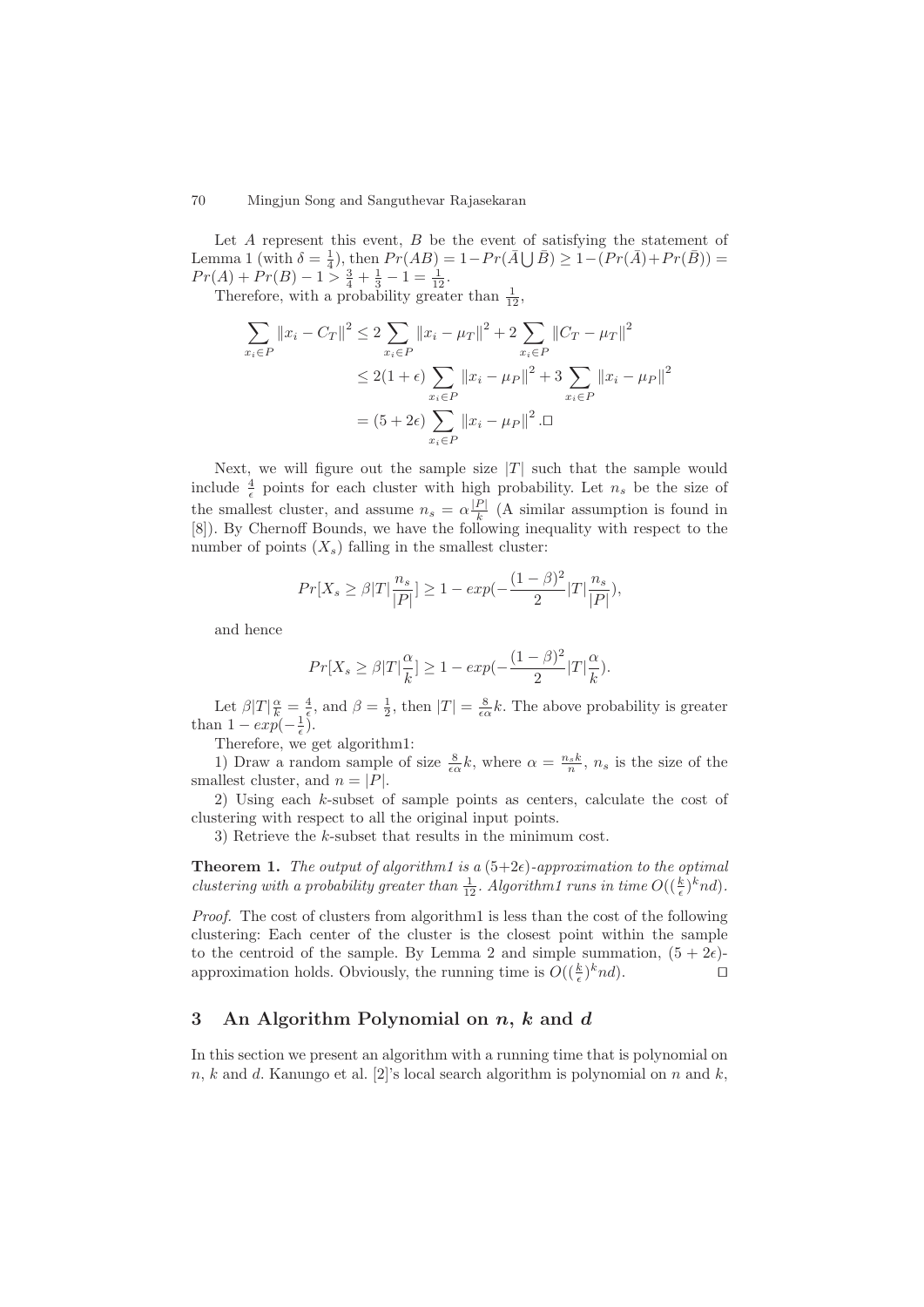Let $A$ represent this event, $B$ be the event of satisfying the statement of Lemma 1 (with $\delta = \frac{1}{4}$), then $Pr(AB) = 1 - Pr(\bar{A} \bigcup \bar{B}) \geq 1 - (Pr(\bar{A}) + Pr(\bar{B})) = Pr(A) + Pr(B) - 1 > \frac{3}{4} + \frac{1}{3} - 1 = \frac{1}{12}$.

Therefore, with a probability greater than $\frac{1}{12}$,

$$
\begin{aligned}
\sum_{x_i \in P} \|x_i - C_T\|^2 &\leq 2 \sum_{x_i \in P} \|x_i - \mu_T\|^2 + 2 \sum_{x_i \in P} \|C_T - \mu_T\|^2 \\
&\leq 2(1+\epsilon) \sum_{x_i \in P} \|x_i - \mu_P\|^2 + 3 \sum_{x_i \in P} \|x_i - \mu_P\|^2 \\
&= (5 + 2\epsilon) \sum_{x_i \in P} \|x_i - \mu_P\|^2 . \square
\end{aligned}
$$

Next, we will figure out the sample size $|T|$ such that the sample would include $\frac{4}{\epsilon}$ points for each cluster with high probability. Let $n_s$ be the size of the smallest cluster, and assume $n_s = \alpha \frac{|P|}{k}$ (A similar assumption is found in [8]). By Chernoff Bounds, we have the following inequality with respect to the number of points ($X_s$) falling in the smallest cluster:

$$
Pr[X_s \geq \beta |T| \frac{n_s}{|P|}] \geq 1 - exp(-\frac{(1-\beta)^2}{2} |T| \frac{n_s}{|P|}),
$$

and hence

$$
Pr[X_s \geq \beta |T| \frac{\alpha}{k}] \geq 1 - exp(-\frac{(1-\beta)^2}{2} |T| \frac{\alpha}{k}).
$$

Let $\beta |T| \frac{\alpha}{k} = \frac{4}{\epsilon}$, and $\beta = \frac{1}{2}$, then $|T| = \frac{8}{\epsilon \alpha} k$. The above probability is greater than $1 - exp(-\frac{1}{\epsilon})$.

Therefore, we get algorithm1:

1) Draw a random sample of size $\frac{8}{\epsilon \alpha} k$, where $\alpha = \frac{n_s k}{n}$, $n_s$ is the size of the smallest cluster, and $n = |P|$.

2) Using each $k$-subset of sample points as centers, calculate the cost of clustering with respect to all the original input points.

3) Retrieve the $k$-subset that results in the minimum cost.

**Theorem 1.** *The output of algorithm1 is a* $(5+2\epsilon)$*-approximation to the optimal clustering with a probability greater than* $\frac{1}{12}$*. Algorithm1 runs in time* $O((\frac{k}{\epsilon})^k nd)$*.*

*Proof.* The cost of clusters from algorithm1 is less than the cost of the following clustering: Each center of the cluster is the closest point within the sample to the centroid of the sample. By Lemma 2 and simple summation, $(5 + 2\epsilon)$-approximation holds. Obviously, the running time is $O((\frac{k}{\epsilon})^k nd)$. $\square$

## 3 An Algorithm Polynomial on $n$, $k$ and $d$

In this section we present an algorithm with a running time that is polynomial on $n$, $k$ and $d$. Kanungo et al. [2]'s local search algorithm is polynomial on $n$ and $k$,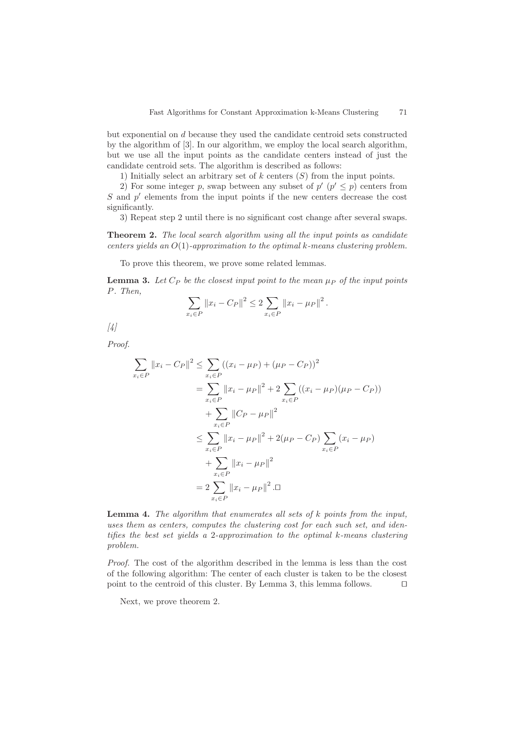but exponential on $d$ because they used the candidate centroid sets constructed by the algorithm of [3]. In our algorithm, we employ the local search algorithm, but we use all the input points as the candidate centers instead of just the candidate centroid sets. The algorithm is described as follows:

1) Initially select an arbitrary set of $k$ centers ($S$) from the input points.

2) For some integer $p$, swap between any subset of $p'$ ($p' \leq p$) centers from $S$ and $p'$ elements from the input points if the new centers decrease the cost significantly.

3) Repeat step 2 until there is no significant cost change after several swaps.

**Theorem 2.** *The local search algorithm using all the input points as candidate centers yields an $O(1)$-approximation to the optimal $k$-means clustering problem.*

To prove this theorem, we prove some related lemmas.

**Lemma 3.** *Let $C_P$ be the closest input point to the mean $\mu_P$ of the input points $P$. Then,*

$$\sum_{x_i \in P} \|x_i - C_P\|^2 \leq 2 \sum_{x_i \in P} \|x_i - \mu_P\|^2 .$$

*[4]*

*Proof.*

$$\begin{aligned}
\sum_{x_i \in P} \|x_i - C_P\|^2 &\leq \sum_{x_i \in P} ((x_i - \mu_P) + (\mu_P - C_P))^2 \\
&= \sum_{x_i \in P} \|x_i - \mu_P\|^2 + 2 \sum_{x_i \in P} ((x_i - \mu_P)(\mu_P - C_P)) \\
&\quad + \sum_{x_i \in P} \|C_P - \mu_P\|^2 \\
&\leq \sum_{x_i \in P} \|x_i - \mu_P\|^2 + 2(\mu_P - C_P) \sum_{x_i \in P} (x_i - \mu_P) \\
&\quad + \sum_{x_i \in P} \|x_i - \mu_P\|^2 \\
&= 2 \sum_{x_i \in P} \|x_i - \mu_P\|^2 . \square
\end{aligned}$$

**Lemma 4.** *The algorithm that enumerates all sets of $k$ points from the input, uses them as centers, computes the clustering cost for each such set, and identifies the best set yields a 2-approximation to the optimal $k$-means clustering problem.*

*Proof.* The cost of the algorithm described in the lemma is less than the cost of the following algorithm: The center of each cluster is taken to be the closest point to the centroid of this cluster. By Lemma 3, this lemma follows. $\square$

Next, we prove theorem 2.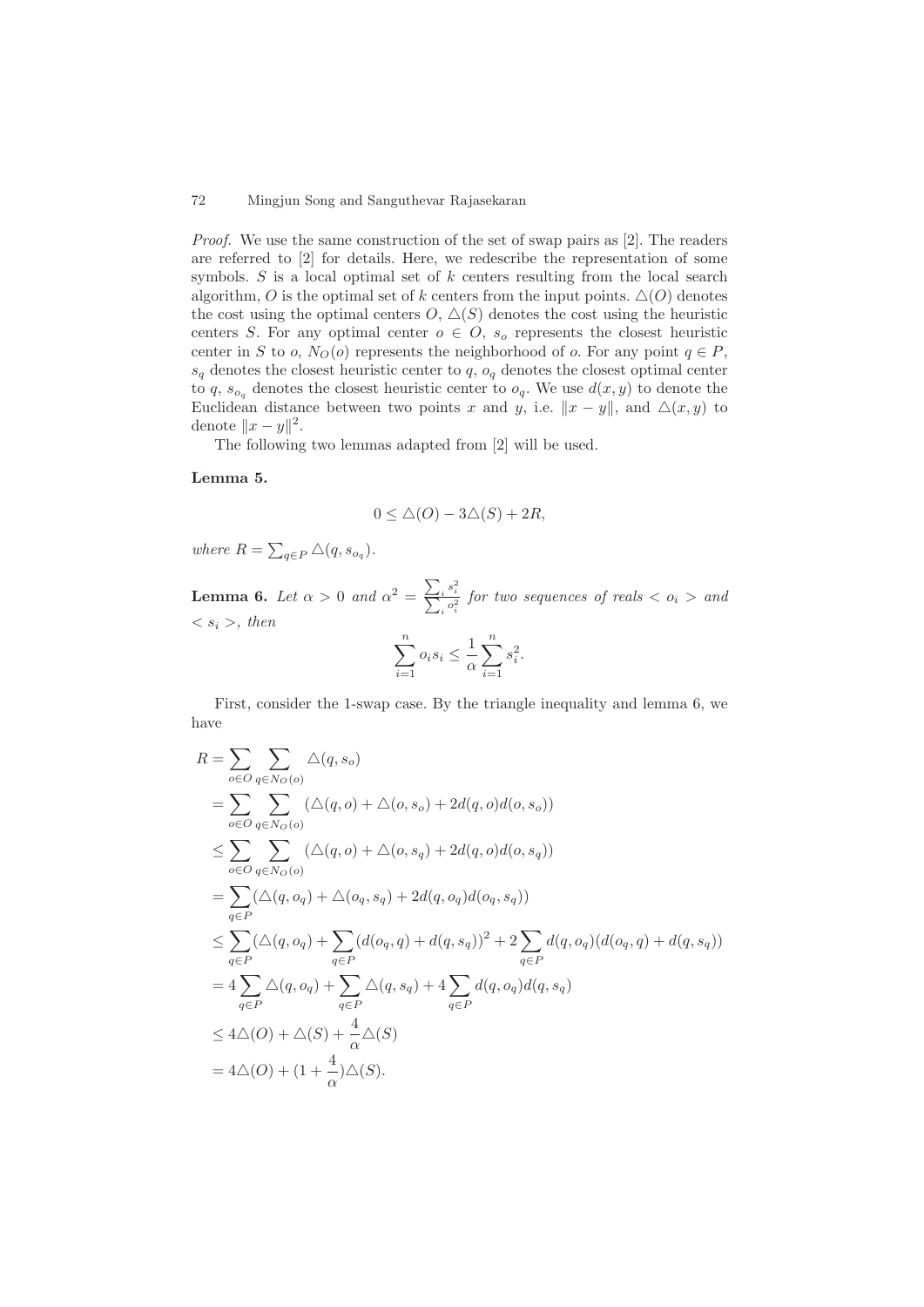*Proof.* We use the same construction of the set of swap pairs as [2]. The readers are referred to [2] for details. Here, we redescribe the representation of some symbols. $S$ is a local optimal set of $k$ centers resulting from the local search algorithm, $O$ is the optimal set of $k$ centers from the input points. $\triangle(O)$ denotes the cost using the optimal centers $O$, $\triangle(S)$ denotes the cost using the heuristic centers $S$. For any optimal center $o \in O$, $s_o$ represents the closest heuristic center in $S$ to $o$, $N_O(o)$ represents the neighborhood of $o$. For any point $q \in P$, $s_q$ denotes the closest heuristic center to $q$, $o_q$ denotes the closest optimal center to $q$, $s_{o_q}$ denotes the closest heuristic center to $o_q$. We use $d(x, y)$ to denote the Euclidean distance between two points $x$ and $y$, i.e. $\|x - y\|$, and $\triangle(x, y)$ to denote $\|x - y\|^2$.

The following two lemmas adapted from [2] will be used.

**Lemma 5.**

$$0 \leq \triangle(O) - 3\triangle(S) + 2R,$$

*where* $R = \sum_{q \in P} \triangle(q, s_{o_q})$.

**Lemma 6.** *Let* $\alpha > 0$ *and* $\alpha^2 = \frac{\sum_i s_i^2}{\sum_i o_i^2}$ *for two sequences of reals* $< o_i >$ *and* $< s_i >$, *then*

$$\sum_{i=1}^{n} o_i s_i \leq \frac{1}{\alpha} \sum_{i=1}^{n} s_i^2.$$

First, consider the 1-swap case. By the triangle inequality and lemma 6, we have

$$\begin{aligned}
R &= \sum_{o \in O} \sum_{q \in N_O(o)} \triangle(q, s_o) \\
&= \sum_{o \in O} \sum_{q \in N_O(o)} (\triangle(q, o) + \triangle(o, s_o) + 2d(q, o)d(o, s_o)) \\
&\leq \sum_{o \in O} \sum_{q \in N_O(o)} (\triangle(q, o) + \triangle(o, s_q) + 2d(q, o)d(o, s_q)) \\
&= \sum_{q \in P} (\triangle(q, o_q) + \triangle(o_q, s_q) + 2d(q, o_q)d(o_q, s_q)) \\
&\leq \sum_{q \in P} (\triangle(q, o_q) + \sum_{q \in P} (d(o_q, q) + d(q, s_q))^2 + 2\sum_{q \in P} d(q, o_q)(d(o_q, q) + d(q, s_q)) \\
&= 4\sum_{q \in P} \triangle(q, o_q) + \sum_{q \in P} \triangle(q, s_q) + 4\sum_{q \in P} d(q, o_q)d(q, s_q) \\
&\leq 4\triangle(O) + \triangle(S) + \frac{4}{\alpha}\triangle(S) \\
&= 4\triangle(O) + (1 + \frac{4}{\alpha})\triangle(S).
\end{aligned}$$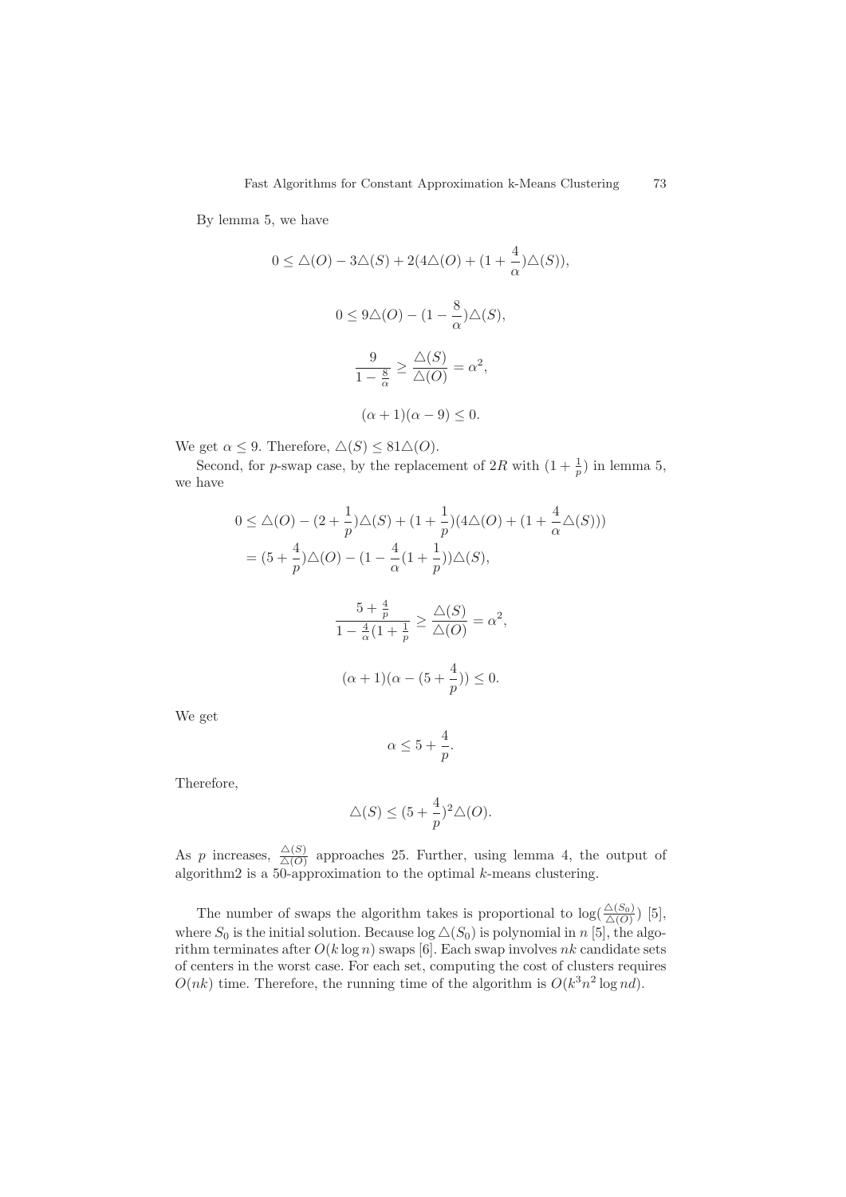By lemma 5, we have

$$0 \leq \triangle(O) - 3\triangle(S) + 2(4\triangle(O) + (1 + \frac{4}{\alpha})\triangle(S)),$$

$$0 \leq 9\triangle(O) - (1 - \frac{8}{\alpha})\triangle(S),$$

$$\frac{9}{1 - \frac{8}{\alpha}} \geq \frac{\triangle(S)}{\triangle(O)} = \alpha^2,$$

$$(\alpha + 1)(\alpha - 9) \leq 0.$$

We get $\alpha \leq 9$. Therefore, $\triangle(S) \leq 81\triangle(O)$.

Second, for $p$-swap case, by the replacement of $2R$ with $(1 + \frac{1}{p})$ in lemma 5, we have

$$\begin{aligned} 0 &\leq \triangle(O) - (2 + \frac{1}{p})\triangle(S) + (1 + \frac{1}{p})(4\triangle(O) + (1 + \frac{4}{\alpha}\triangle(S))) \\ &= (5 + \frac{4}{p})\triangle(O) - (1 - \frac{4}{\alpha}(1 + \frac{1}{p}))\triangle(S), \end{aligned}$$

$$\frac{5 + \frac{4}{p}}{1 - \frac{4}{\alpha}(1 + \frac{1}{p}} \geq \frac{\triangle(S)}{\triangle(O)} = \alpha^2,$$

$$(\alpha + 1)(\alpha - (5 + \frac{4}{p})) \leq 0.$$

We get

$$\alpha \leq 5 + \frac{4}{p}.$$

Therefore,

$$\triangle(S) \leq (5 + \frac{4}{p})^2\triangle(O).$$

As $p$ increases, $\frac{\triangle(S)}{\triangle(O)}$ approaches 25. Further, using lemma 4, the output of algorithm2 is a 50-approximation to the optimal $k$-means clustering.

The number of swaps the algorithm takes is proportional to $\log(\frac{\triangle(S_0)}{\triangle(O)})$ [5], where $S_0$ is the initial solution. Because $\log\triangle(S_0)$ is polynomial in $n$ [5], the algorithm terminates after $O(k \log n)$ swaps [6]. Each swap involves $nk$ candidate sets of centers in the worst case. For each set, computing the cost of clusters requires $O(nk)$ time. Therefore, the running time of the algorithm is $O(k^3 n^2 \log nd)$.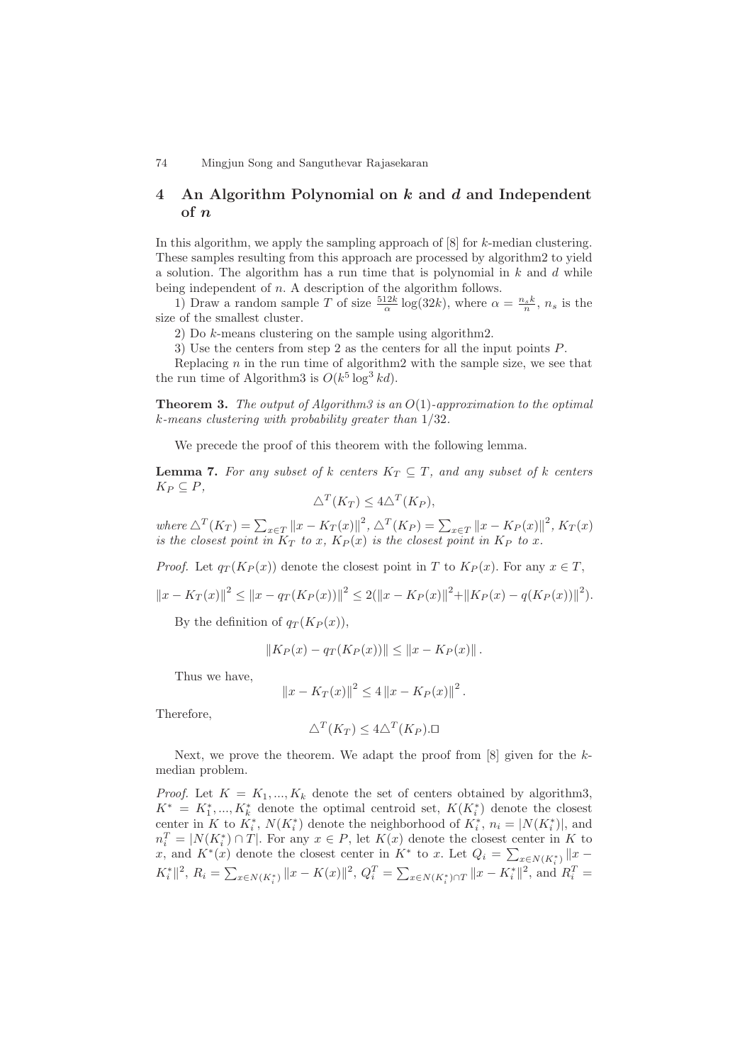## 4 An Algorithm Polynomial on $k$ and $d$ and Independent of $n$

In this algorithm, we apply the sampling approach of [8] for $k$-median clustering. These samples resulting from this approach are processed by algorithm2 to yield a solution. The algorithm has a run time that is polynomial in $k$ and $d$ while being independent of $n$. A description of the algorithm follows.

1) Draw a random sample $T$ of size $\frac{512k}{\alpha}\log(32k)$, where $\alpha = \frac{n_s k}{n}$, $n_s$ is the size of the smallest cluster.

2) Do $k$-means clustering on the sample using algorithm2.

3) Use the centers from step 2 as the centers for all the input points $P$.

Replacing $n$ in the run time of algorithm2 with the sample size, we see that the run time of Algorithm3 is $O(k^5 \log^3 kd)$.

**Theorem 3.** *The output of Algorithm3 is an $O(1)$-approximation to the optimal $k$-means clustering with probability greater than $1/32$.*

We precede the proof of this theorem with the following lemma.

**Lemma 7.** *For any subset of $k$ centers $K_T \subseteq T$, and any subset of $k$ centers $K_P \subseteq P$,*

$$\triangle^T(K_T) \leq 4\triangle^T(K_P),$$

*where $\triangle^T(K_T) = \sum_{x\in T} \|x - K_T(x)\|^2$, $\triangle^T(K_P) = \sum_{x\in T} \|x - K_P(x)\|^2$, $K_T(x)$ is the closest point in $K_T$ to $x$, $K_P(x)$ is the closest point in $K_P$ to $x$.*

*Proof.* Let $q_T(K_P(x))$ denote the closest point in $T$ to $K_P(x)$. For any $x \in T$,

$$\|x - K_T(x)\|^2 \leq \|x - q_T(K_P(x))\|^2 \leq 2(\|x - K_P(x)\|^2 + \|K_P(x) - q(K_P(x))\|^2).$$

By the definition of $q_T(K_P(x))$,

$$\|K_P(x) - q_T(K_P(x))\| \leq \|x - K_P(x)\|.$$

Thus we have,

$$\|x - K_T(x)\|^2 \leq 4\|x - K_P(x)\|^2.$$

Therefore,

$$\triangle^T(K_T) \leq 4\triangle^T(K_P). \square$$

Next, we prove the theorem. We adapt the proof from [8] given for the $k$-median problem.

*Proof.* Let $K = K_1, ..., K_k$ denote the set of centers obtained by algorithm3, $K^* = K_1^*, ..., K_k^*$ denote the optimal centroid set, $K(K_i^*)$ denote the closest center in $K$ to $K_i^*$, $N(K_i^*)$ denote the neighborhood of $K_i^*$, $n_i = |N(K_i^*)|$, and $n_i^T = |N(K_i^*) \cap T|$. For any $x \in P$, let $K(x)$ denote the closest center in $K$ to $x$, and $K^*(x)$ denote the closest center in $K^*$ to $x$. Let $Q_i = \sum_{x\in N(K_i^*)} \|x - K_i^*\|^2$, $R_i = \sum_{x\in N(K_i^*)} \|x - K(x)\|^2$, $Q_i^T = \sum_{x\in N(K_i^*)\cap T} \|x - K_i^*\|^2$, and $R_i^T =$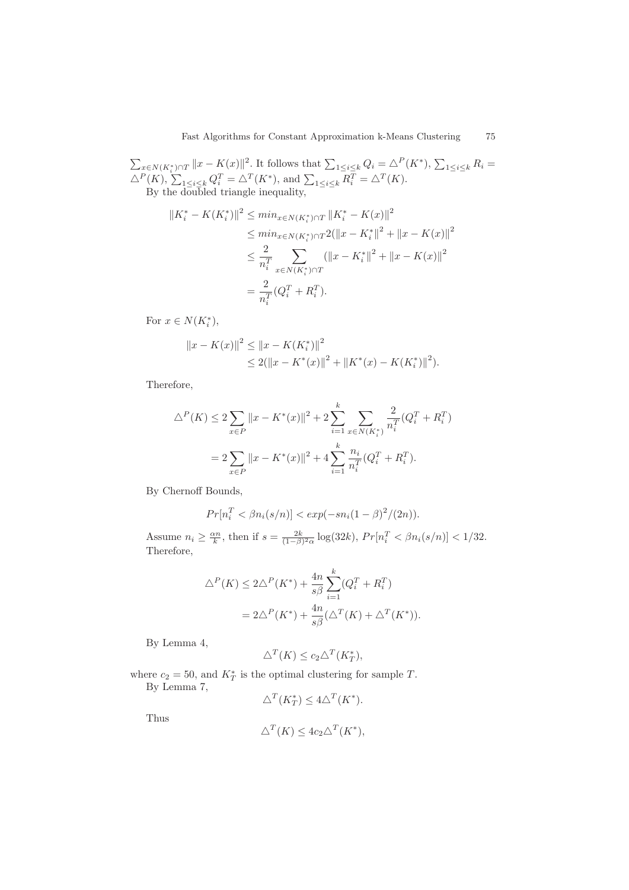$\sum_{x \in N(K_i^*) \cap T} \|x - K(x)\|^2$. It follows that $\sum_{1 \leq i \leq k} Q_i = \triangle^P(K^*)$, $\sum_{1 \leq i \leq k} R_i = \triangle^P(K)$, $\sum_{1 \leq i \leq k} Q_i^T = \triangle^T(K^*)$, and $\sum_{1 \leq i \leq k} R_i^T = \triangle^T(K)$.

By the doubled triangle inequality,

$$
\begin{aligned}
\|K_i^* - K(K_i^*)\|^2 &\leq min_{x \in N(K_i^*) \cap T} \|K_i^* - K(x)\|^2 \\
&\leq min_{x \in N(K_i^*) \cap T} 2(\|x - K_i^*\|^2 + \|x - K(x)\|^2 \\
&\leq \frac{2}{n_i^T} \sum_{x \in N(K_i^*) \cap T} (\|x - K_i^*\|^2 + \|x - K(x)\|^2 \\
&= \frac{2}{n_i^T}(Q_i^T + R_i^T).
\end{aligned}
$$

For $x \in N(K_i^*)$,

$$
\begin{aligned}
\|x - K(x)\|^2 &\leq \|x - K(K_i^*)\|^2 \\
&\leq 2(\|x - K^*(x)\|^2 + \|K^*(x) - K(K_i^*)\|^2).
\end{aligned}
$$

Therefore,

$$
\begin{aligned}
\triangle^P(K) &\leq 2\sum_{x \in P} \|x - K^*(x)\|^2 + 2\sum_{i=1}^{k} \sum_{x \in N(K_i^*)} \frac{2}{n_i^T}(Q_i^T + R_i^T) \\
&= 2\sum_{x \in P} \|x - K^*(x)\|^2 + 4\sum_{i=1}^{k} \frac{n_i}{n_i^T}(Q_i^T + R_i^T).
\end{aligned}
$$

By Chernoff Bounds,

$$
Pr[n_i^T < \beta n_i(s/n)] < exp(-sn_i(1-\beta)^2/(2n)).
$$

Assume $n_i \geq \frac{\alpha n}{k}$, then if $s = \frac{2k}{(1-\beta)^2\alpha}\log(32k)$, $Pr[n_i^T < \beta n_i(s/n)] < 1/32$. Therefore,

$$
\begin{aligned}
\triangle^P(K) &\leq 2\triangle^P(K^*) + \frac{4n}{s\beta}\sum_{i=1}^{k}(Q_i^T + R_i^T) \\
&= 2\triangle^P(K^*) + \frac{4n}{s\beta}(\triangle^T(K) + \triangle^T(K^*)).
\end{aligned}
$$

By Lemma 4,

$$
\triangle^T(K) \leq c_2 \triangle^T(K_T^*),
$$

where $c_2 = 50$, and $K_T^*$ is the optimal clustering for sample $T$.

By Lemma 7,

$$
\triangle^T(K_T^*) \leq 4\triangle^T(K^*).
$$

Thus

$$
\triangle^T(K) \leq 4c_2\triangle^T(K^*),
$$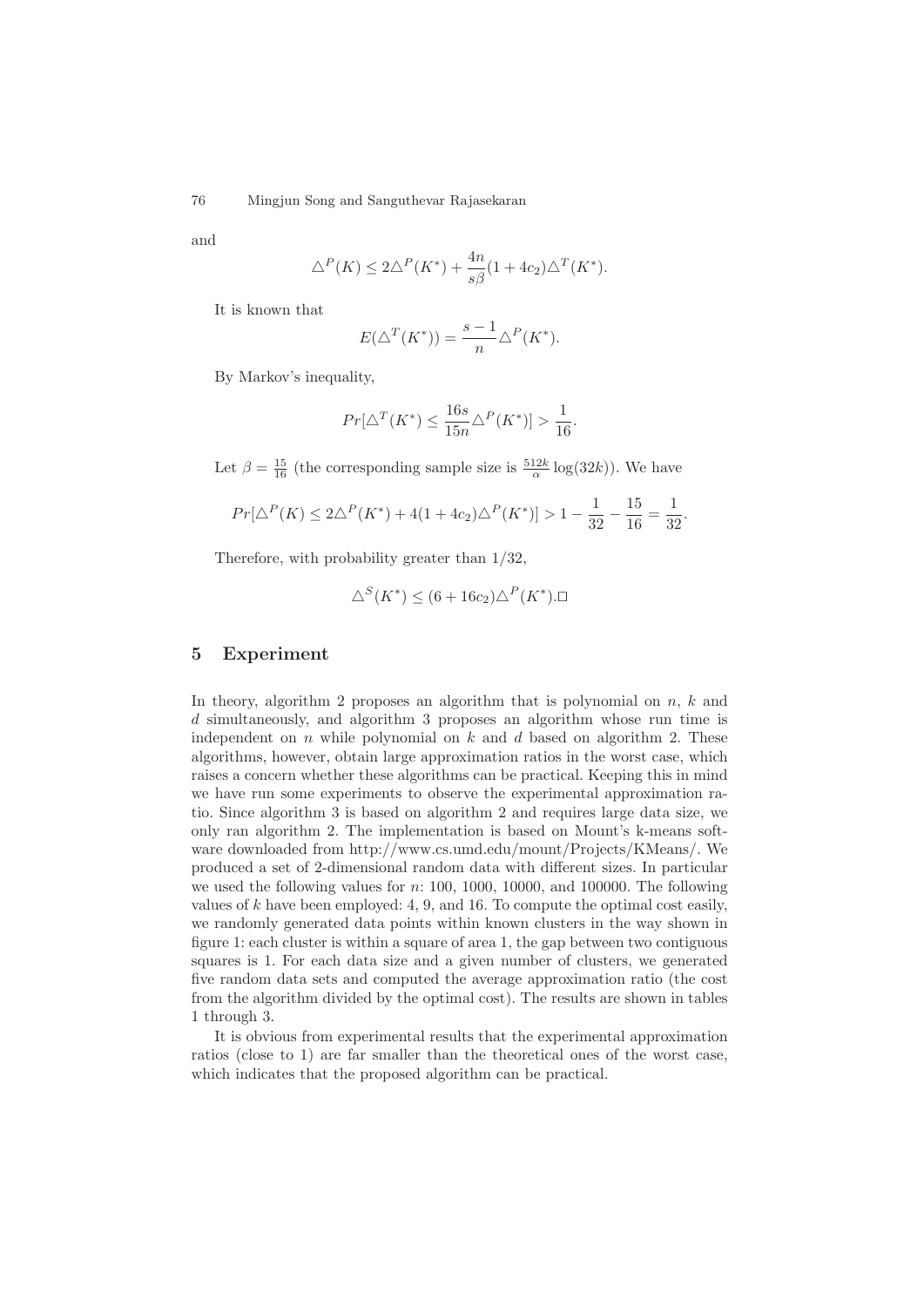and

$$\triangle^P(K) \leq 2\triangle^P(K^*) + \frac{4n}{s\beta}(1 + 4c_2)\triangle^T(K^*).$$

It is known that

$$E(\triangle^T(K^*)) = \frac{s-1}{n}\triangle^P(K^*).$$

By Markov's inequality,

$$Pr[\triangle^T(K^*) \leq \frac{16s}{15n}\triangle^P(K^*)] > \frac{1}{16}.$$

Let $\beta = \frac{15}{16}$ (the corresponding sample size is $\frac{512k}{\alpha}\log(32k)$). We have

$$Pr[\triangle^P(K) \leq 2\triangle^P(K^*) + 4(1 + 4c_2)\triangle^P(K^*)] > 1 - \frac{1}{32} - \frac{15}{16} = \frac{1}{32}.$$

Therefore, with probability greater than 1/32,

$$\triangle^S(K^*) \leq (6 + 16c_2)\triangle^P(K^*).\square$$

## 5 Experiment

In theory, algorithm 2 proposes an algorithm that is polynomial on $n$, $k$ and $d$ simultaneously, and algorithm 3 proposes an algorithm whose run time is independent on $n$ while polynomial on $k$ and $d$ based on algorithm 2. These algorithms, however, obtain large approximation ratios in the worst case, which raises a concern whether these algorithms can be practical. Keeping this in mind we have run some experiments to observe the experimental approximation ratio. Since algorithm 3 is based on algorithm 2 and requires large data size, we only ran algorithm 2. The implementation is based on Mount's k-means software downloaded from http://www.cs.umd.edu/mount/Projects/KMeans/. We produced a set of 2-dimensional random data with different sizes. In particular we used the following values for $n$: 100, 1000, 10000, and 100000. The following values of $k$ have been employed: 4, 9, and 16. To compute the optimal cost easily, we randomly generated data points within known clusters in the way shown in figure 1: each cluster is within a square of area 1, the gap between two contiguous squares is 1. For each data size and a given number of clusters, we generated five random data sets and computed the average approximation ratio (the cost from the algorithm divided by the optimal cost). The results are shown in tables 1 through 3.

It is obvious from experimental results that the experimental approximation ratios (close to 1) are far smaller than the theoretical ones of the worst case, which indicates that the proposed algorithm can be practical.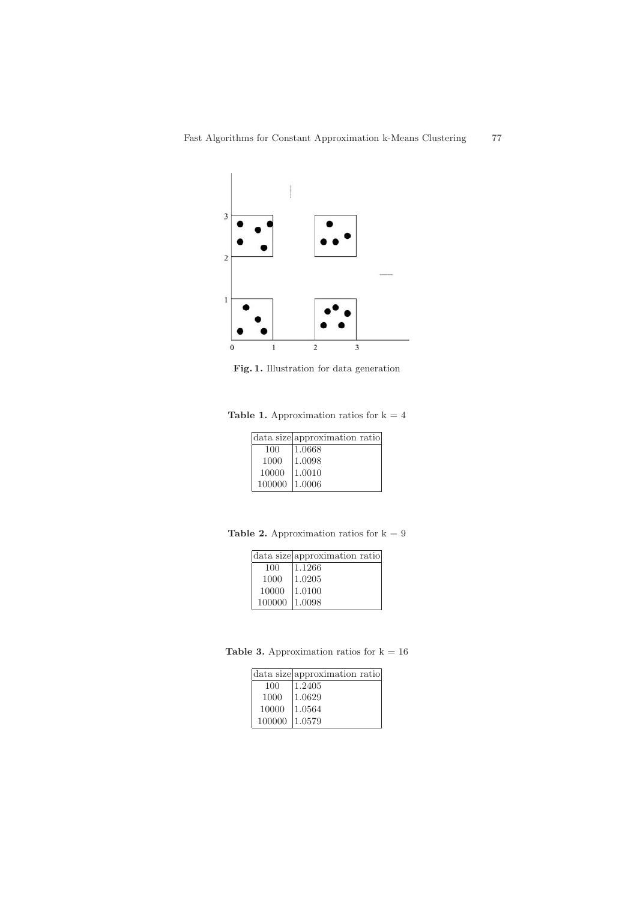**Fig. 1.** Illustration for data generation

**Table 1.** Approximation ratios for k = 4

| data size | approximation ratio |
|---|---|
| 100 | 1.0668 |
| 1000 | 1.0098 |
| 10000 | 1.0010 |
| 100000 | 1.0006 |

**Table 2.** Approximation ratios for k = 9

| data size | approximation ratio |
|---|---|
| 100 | 1.1266 |
| 1000 | 1.0205 |
| 10000 | 1.0100 |
| 100000 | 1.0098 |

**Table 3.** Approximation ratios for k = 16

| data size | approximation ratio |
|---|---|
| 100 | 1.2405 |
| 1000 | 1.0629 |
| 10000 | 1.0564 |
| 100000 | 1.0579 |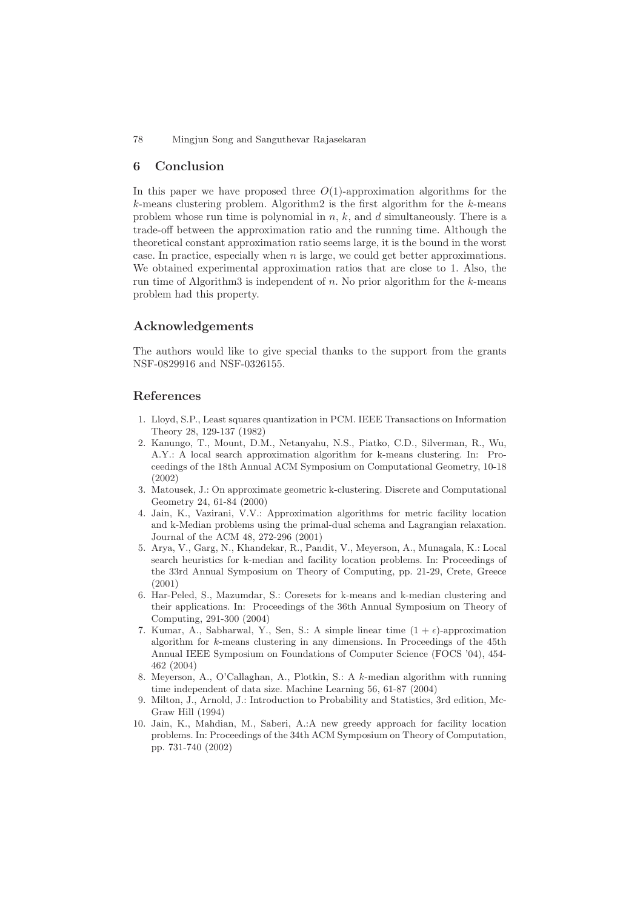## 6 Conclusion

In this paper we have proposed three $O(1)$-approximation algorithms for the $k$-means clustering problem. Algorithm2 is the first algorithm for the $k$-means problem whose run time is polynomial in $n$, $k$, and $d$ simultaneously. There is a trade-off between the approximation ratio and the running time. Although the theoretical constant approximation ratio seems large, it is the bound in the worst case. In practice, especially when $n$ is large, we could get better approximations. We obtained experimental approximation ratios that are close to 1. Also, the run time of Algorithm3 is independent of $n$. No prior algorithm for the $k$-means problem had this property.

## Acknowledgements

The authors would like to give special thanks to the support from the grants NSF-0829916 and NSF-0326155.

## References

1. Lloyd, S.P., Least squares quantization in PCM. IEEE Transactions on Information Theory 28, 129-137 (1982)
2. Kanungo, T., Mount, D.M., Netanyahu, N.S., Piatko, C.D., Silverman, R., Wu, A.Y.: A local search approximation algorithm for k-means clustering. In: Proceedings of the 18th Annual ACM Symposium on Computational Geometry, 10-18 (2002)
3. Matousek, J.: On approximate geometric k-clustering. Discrete and Computational Geometry 24, 61-84 (2000)
4. Jain, K., Vazirani, V.V.: Approximation algorithms for metric facility location and k-Median problems using the primal-dual schema and Lagrangian relaxation. Journal of the ACM 48, 272-296 (2001)
5. Arya, V., Garg, N., Khandekar, R., Pandit, V., Meyerson, A., Munagala, K.: Local search heuristics for k-median and facility location problems. In: Proceedings of the 33rd Annual Symposium on Theory of Computing, pp. 21-29, Crete, Greece (2001)
6. Har-Peled, S., Mazumdar, S.: Coresets for k-means and k-median clustering and their applications. In: Proceedings of the 36th Annual Symposium on Theory of Computing, 291-300 (2004)
7. Kumar, A., Sabharwal, Y., Sen, S.: A simple linear time $(1+\epsilon)$-approximation algorithm for $k$-means clustering in any dimensions. In Proceedings of the 45th Annual IEEE Symposium on Foundations of Computer Science (FOCS '04), 454-462 (2004)
8. Meyerson, A., O'Callaghan, A., Plotkin, S.: A $k$-median algorithm with running time independent of data size. Machine Learning 56, 61-87 (2004)
9. Milton, J., Arnold, J.: Introduction to Probability and Statistics, 3rd edition, McGraw Hill (1994)
10. Jain, K., Mahdian, M., Saberi, A.:A new greedy approach for facility location problems. In: Proceedings of the 34th ACM Symposium on Theory of Computation, pp. 731-740 (2002)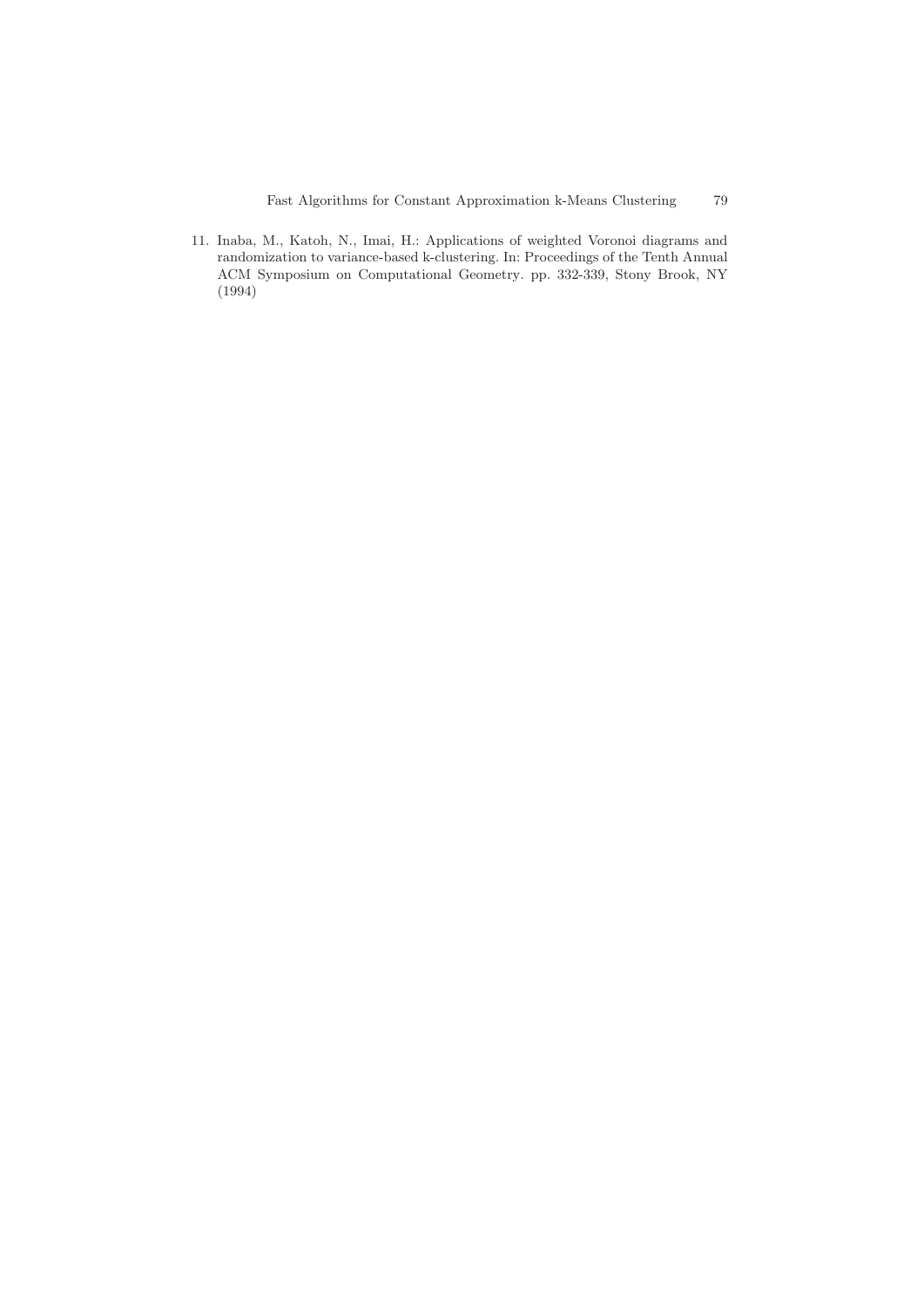11. Inaba, M., Katoh, N., Imai, H.: Applications of weighted Voronoi diagrams and randomization to variance-based k-clustering. In: Proceedings of the Tenth Annual ACM Symposium on Computational Geometry. pp. 332-339, Stony Brook, NY (1994)